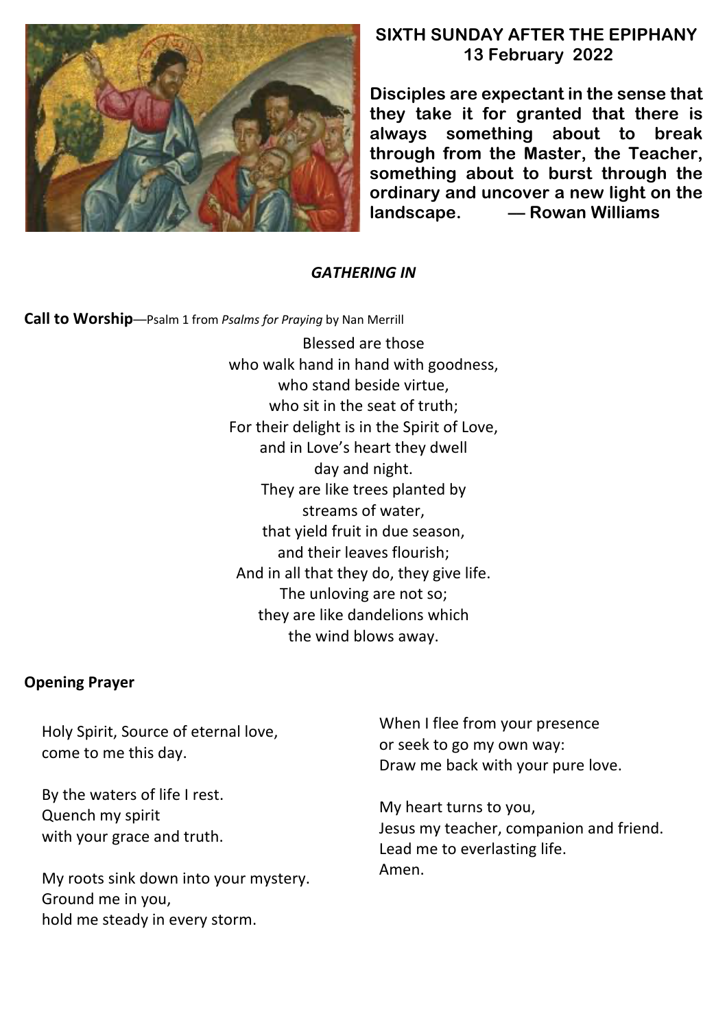# SIXTH SUNDAY AFTER THE EPIPHANY
## 13 February 2022

**Disciples are expectant in the sense that they take it for granted that there is always something about to break through from the Master, the Teacher, something about to burst through the ordinary and uncover a new light on the landscape. — Rowan Williams**

### *GATHERING IN*

**Call to Worship**—Psalm 1 from *Psalms for Praying* by Nan Merrill

Blessed are those
who walk hand in hand with goodness,
who stand beside virtue,
who sit in the seat of truth;
For their delight is in the Spirit of Love,
and in Love's heart they dwell
day and night.
They are like trees planted by
streams of water,
that yield fruit in due season,
and their leaves flourish;
And in all that they do, they give life.
The unloving are not so;
they are like dandelions which
the wind blows away.

**Opening Prayer**

Holy Spirit, Source of eternal love,
come to me this day.

By the waters of life I rest.
Quench my spirit
with your grace and truth.

My roots sink down into your mystery.
Ground me in you,
hold me steady in every storm.

When I flee from your presence
or seek to go my own way:
Draw me back with your pure love.

My heart turns to you,
Jesus my teacher, companion and friend.
Lead me to everlasting life.
Amen.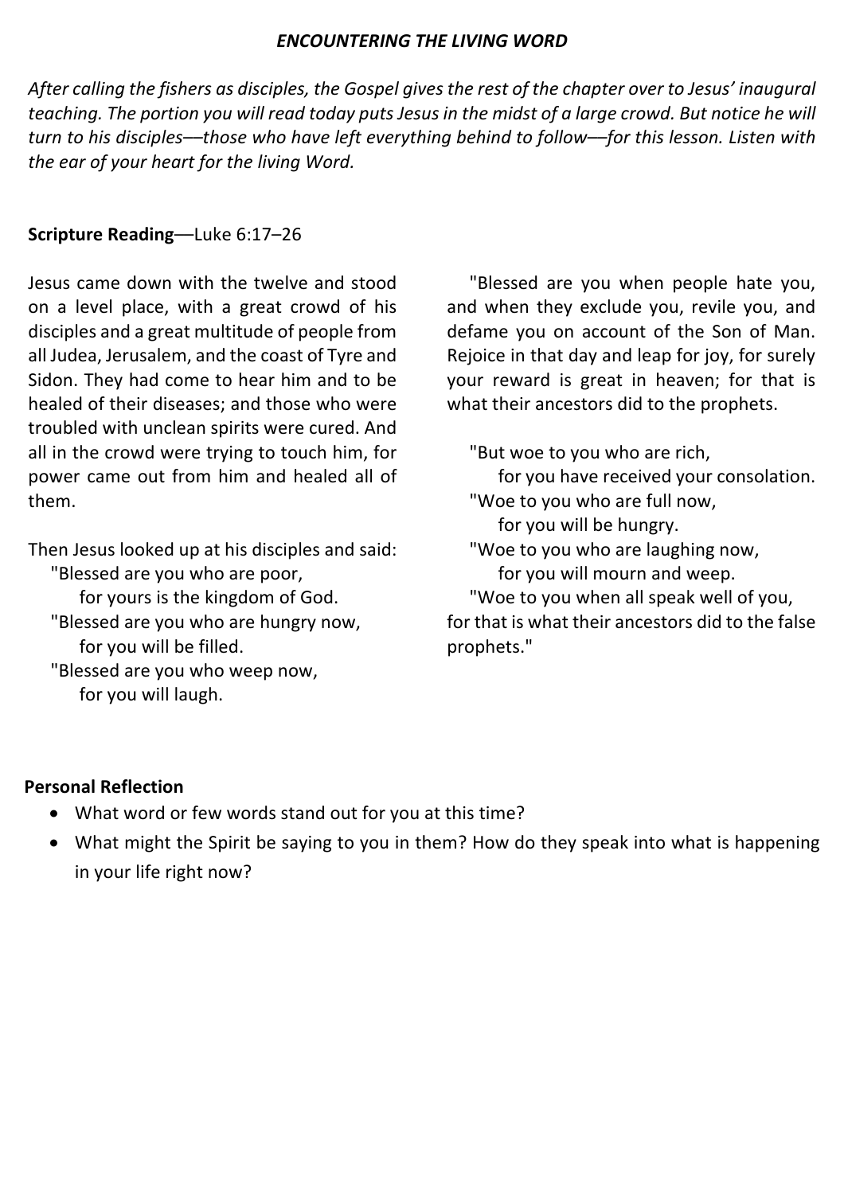***ENCOUNTERING THE LIVING WORD***

*After calling the fishers as disciples, the Gospel gives the rest of the chapter over to Jesus' inaugural teaching. The portion you will read today puts Jesus in the midst of a large crowd. But notice he will turn to his disciples—those who have left everything behind to follow—for this lesson. Listen with the ear of your heart for the living Word.*

**Scripture Reading**—Luke 6:17–26

Jesus came down with the twelve and stood on a level place, with a great crowd of his disciples and a great multitude of people from all Judea, Jerusalem, and the coast of Tyre and Sidon. They had come to hear him and to be healed of their diseases; and those who were troubled with unclean spirits were cured. And all in the crowd were trying to touch him, for power came out from him and healed all of them.

Then Jesus looked up at his disciples and said:
"Blessed are you who are poor,
for yours is the kingdom of God.
"Blessed are you who are hungry now,
for you will be filled.
"Blessed are you who weep now,
for you will laugh.

"Blessed are you when people hate you, and when they exclude you, revile you, and defame you on account of the Son of Man. Rejoice in that day and leap for joy, for surely your reward is great in heaven; for that is what their ancestors did to the prophets.

"But woe to you who are rich,
for you have received your consolation.
"Woe to you who are full now,
for you will be hungry.
"Woe to you who are laughing now,
for you will mourn and weep.
"Woe to you when all speak well of you,
for that is what their ancestors did to the false prophets."

**Personal Reflection**

- What word or few words stand out for you at this time?
- What might the Spirit be saying to you in them? How do they speak into what is happening in your life right now?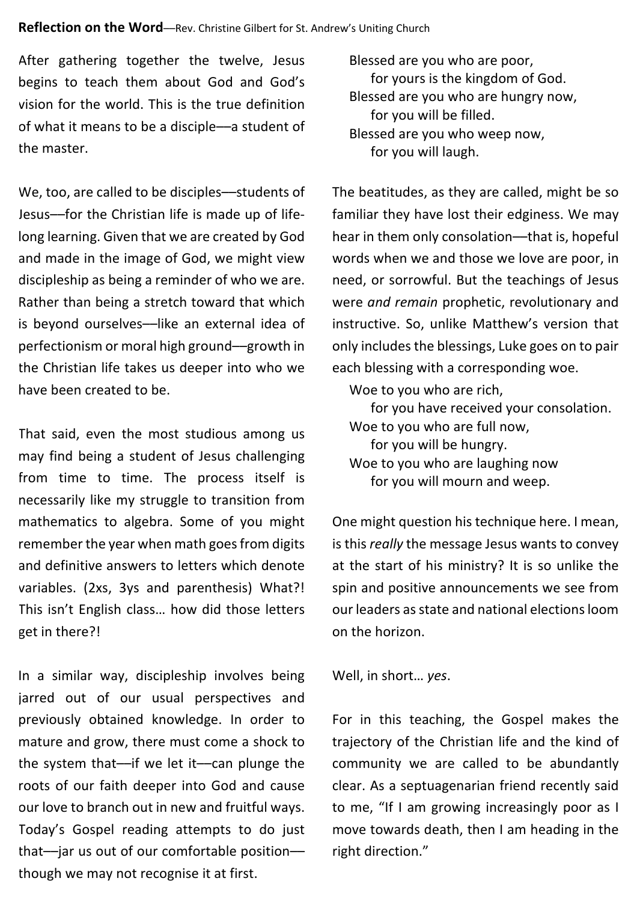**Reflection on the Word**—Rev. Christine Gilbert for St. Andrew's Uniting Church

After gathering together the twelve, Jesus begins to teach them about God and God's vision for the world. This is the true definition of what it means to be a disciple—a student of the master.

We, too, are called to be disciples—students of Jesus—for the Christian life is made up of life-long learning. Given that we are created by God and made in the image of God, we might view discipleship as being a reminder of who we are. Rather than being a stretch toward that which is beyond ourselves—like an external idea of perfectionism or moral high ground—growth in the Christian life takes us deeper into who we have been created to be.

That said, even the most studious among us may find being a student of Jesus challenging from time to time. The process itself is necessarily like my struggle to transition from mathematics to algebra. Some of you might remember the year when math goes from digits and definitive answers to letters which denote variables. (2xs, 3ys and parenthesis) What?! This isn't English class… how did those letters get in there?!

In a similar way, discipleship involves being jarred out of our usual perspectives and previously obtained knowledge. In order to mature and grow, there must come a shock to the system that—if we let it—can plunge the roots of our faith deeper into God and cause our love to branch out in new and fruitful ways. Today's Gospel reading attempts to do just that—jar us out of our comfortable position—though we may not recognise it at first.

Blessed are you who are poor,  
  for yours is the kingdom of God.  
Blessed are you who are hungry now,  
  for you will be filled.  
Blessed are you who weep now,  
  for you will laugh.

The beatitudes, as they are called, might be so familiar they have lost their edginess. We may hear in them only consolation—that is, hopeful words when we and those we love are poor, in need, or sorrowful. But the teachings of Jesus were *and remain* prophetic, revolutionary and instructive. So, unlike Matthew's version that only includes the blessings, Luke goes on to pair each blessing with a corresponding woe.

Woe to you who are rich,  
  for you have received your consolation.  
Woe to you who are full now,  
  for you will be hungry.  
Woe to you who are laughing now  
  for you will mourn and weep.

One might question his technique here. I mean, is this *really* the message Jesus wants to convey at the start of his ministry? It is so unlike the spin and positive announcements we see from our leaders as state and national elections loom on the horizon.

Well, in short… *yes*.

For in this teaching, the Gospel makes the trajectory of the Christian life and the kind of community we are called to be abundantly clear. As a septuagenarian friend recently said to me, "If I am growing increasingly poor as I move towards death, then I am heading in the right direction."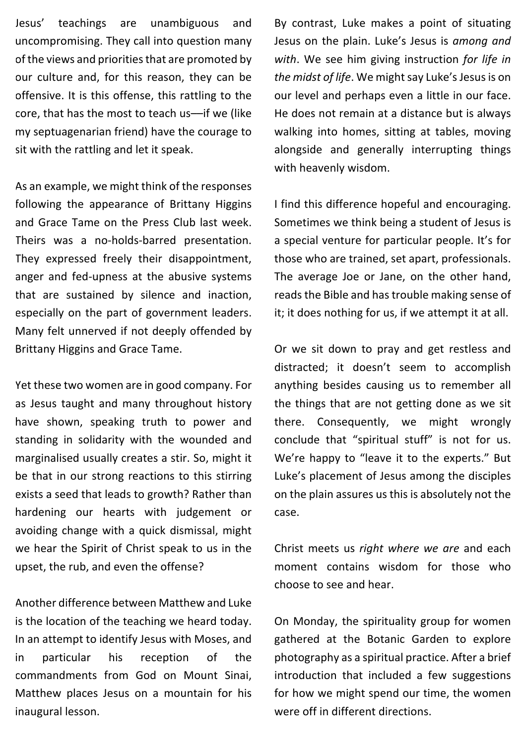Jesus' teachings are unambiguous and uncompromising. They call into question many of the views and priorities that are promoted by our culture and, for this reason, they can be offensive. It is this offense, this rattling to the core, that has the most to teach us—if we (like my septuagenarian friend) have the courage to sit with the rattling and let it speak.

As an example, we might think of the responses following the appearance of Brittany Higgins and Grace Tame on the Press Club last week. Theirs was a no-holds-barred presentation. They expressed freely their disappointment, anger and fed-upness at the abusive systems that are sustained by silence and inaction, especially on the part of government leaders. Many felt unnerved if not deeply offended by Brittany Higgins and Grace Tame.

Yet these two women are in good company. For as Jesus taught and many throughout history have shown, speaking truth to power and standing in solidarity with the wounded and marginalised usually creates a stir. So, might it be that in our strong reactions to this stirring exists a seed that leads to growth? Rather than hardening our hearts with judgement or avoiding change with a quick dismissal, might we hear the Spirit of Christ speak to us in the upset, the rub, and even the offense?

Another difference between Matthew and Luke is the location of the teaching we heard today. In an attempt to identify Jesus with Moses, and in particular his reception of the commandments from God on Mount Sinai, Matthew places Jesus on a mountain for his inaugural lesson.

By contrast, Luke makes a point of situating Jesus on the plain. Luke's Jesus is *among and with*. We see him giving instruction *for life in the midst of life*. We might say Luke's Jesus is on our level and perhaps even a little in our face. He does not remain at a distance but is always walking into homes, sitting at tables, moving alongside and generally interrupting things with heavenly wisdom.

I find this difference hopeful and encouraging. Sometimes we think being a student of Jesus is a special venture for particular people. It's for those who are trained, set apart, professionals. The average Joe or Jane, on the other hand, reads the Bible and has trouble making sense of it; it does nothing for us, if we attempt it at all.

Or we sit down to pray and get restless and distracted; it doesn't seem to accomplish anything besides causing us to remember all the things that are not getting done as we sit there. Consequently, we might wrongly conclude that "spiritual stuff" is not for us. We're happy to "leave it to the experts." But Luke's placement of Jesus among the disciples on the plain assures us this is absolutely not the case.

Christ meets us *right where we are* and each moment contains wisdom for those who choose to see and hear.

On Monday, the spirituality group for women gathered at the Botanic Garden to explore photography as a spiritual practice. After a brief introduction that included a few suggestions for how we might spend our time, the women were off in different directions.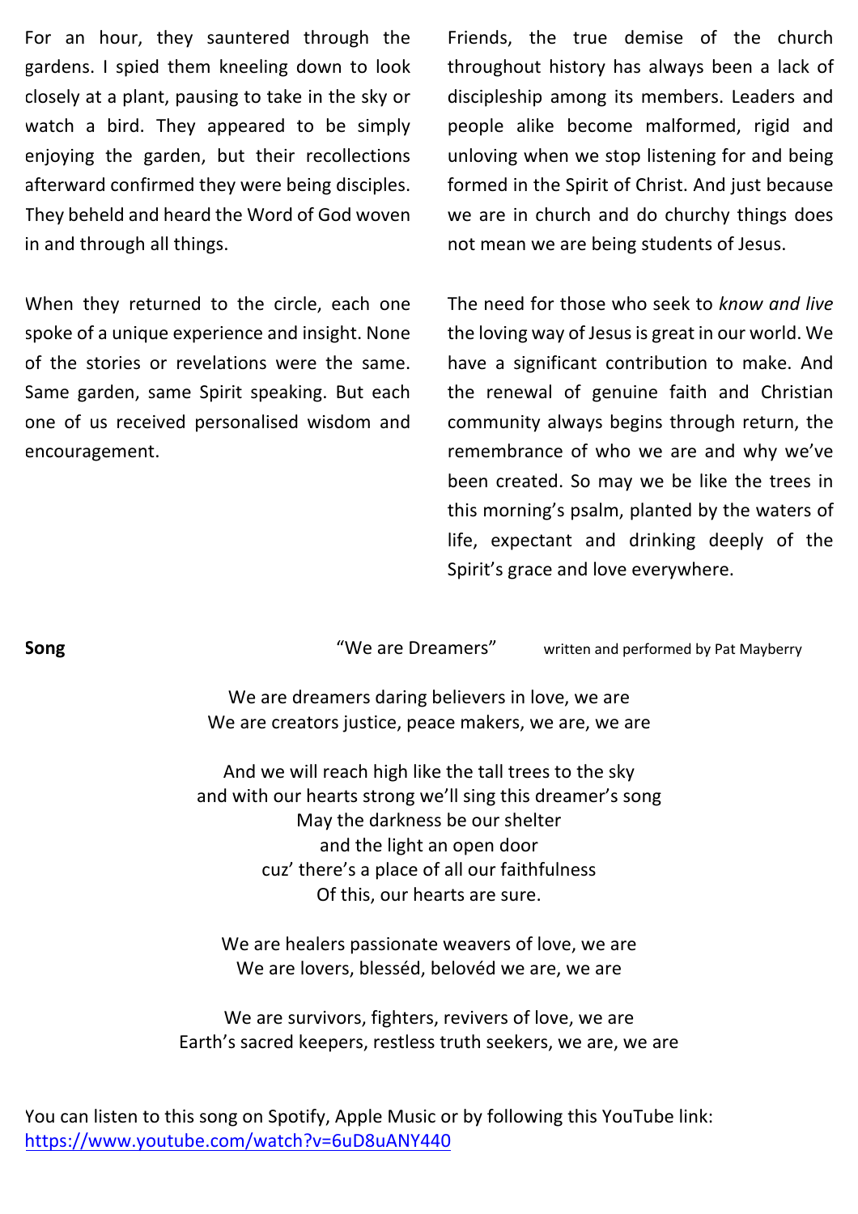For an hour, they sauntered through the gardens. I spied them kneeling down to look closely at a plant, pausing to take in the sky or watch a bird. They appeared to be simply enjoying the garden, but their recollections afterward confirmed they were being disciples. They beheld and heard the Word of God woven in and through all things.

When they returned to the circle, each one spoke of a unique experience and insight. None of the stories or revelations were the same. Same garden, same Spirit speaking. But each one of us received personalised wisdom and encouragement.

Friends, the true demise of the church throughout history has always been a lack of discipleship among its members. Leaders and people alike become malformed, rigid and unloving when we stop listening for and being formed in the Spirit of Christ. And just because we are in church and do churchy things does not mean we are being students of Jesus.

The need for those who seek to *know and live* the loving way of Jesus is great in our world. We have a significant contribution to make. And the renewal of genuine faith and Christian community always begins through return, the remembrance of who we are and why we've been created. So may we be like the trees in this morning's psalm, planted by the waters of life, expectant and drinking deeply of the Spirit's grace and love everywhere.

**Song** "We are Dreamers" written and performed by Pat Mayberry

We are dreamers daring believers in love, we are
We are creators justice, peace makers, we are, we are

And we will reach high like the tall trees to the sky
and with our hearts strong we'll sing this dreamer's song
May the darkness be our shelter
and the light an open door
cuz' there's a place of all our faithfulness
Of this, our hearts are sure.

We are healers passionate weavers of love, we are
We are lovers, blesséd, belovéd we are, we are

We are survivors, fighters, revivers of love, we are
Earth's sacred keepers, restless truth seekers, we are, we are

You can listen to this song on Spotify, Apple Music or by following this YouTube link:
https://www.youtube.com/watch?v=6uD8uANY440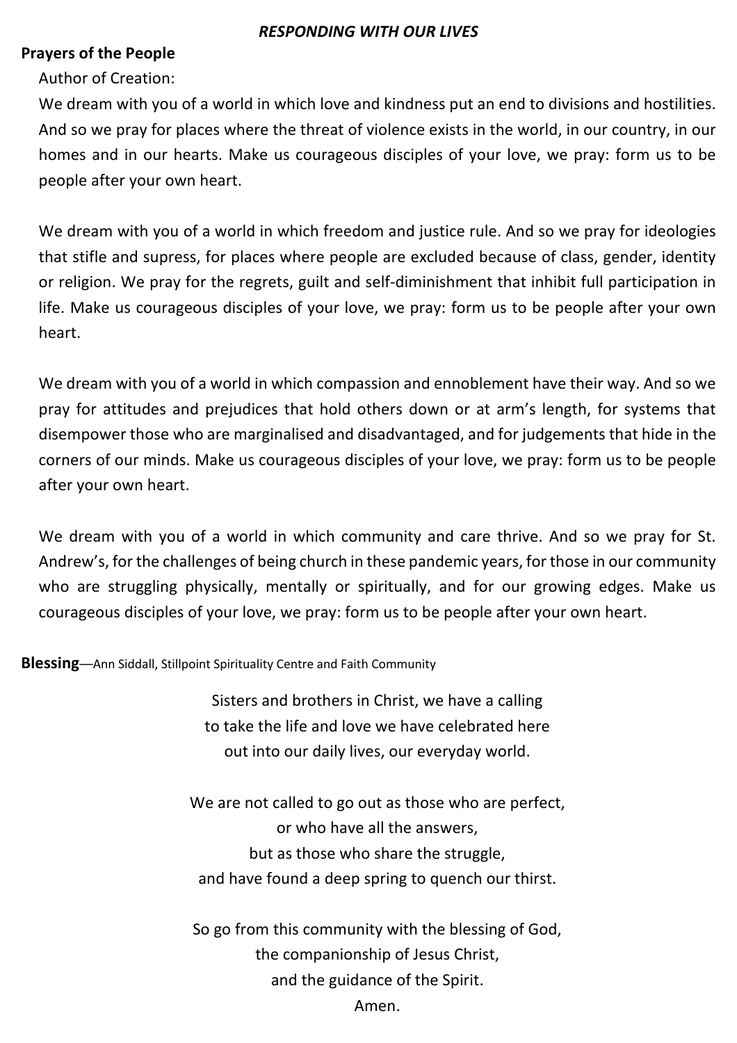***RESPONDING WITH OUR LIVES***

**Prayers of the People**

Author of Creation:

We dream with you of a world in which love and kindness put an end to divisions and hostilities. And so we pray for places where the threat of violence exists in the world, in our country, in our homes and in our hearts. Make us courageous disciples of your love, we pray: form us to be people after your own heart.

We dream with you of a world in which freedom and justice rule. And so we pray for ideologies that stifle and supress, for places where people are excluded because of class, gender, identity or religion. We pray for the regrets, guilt and self-diminishment that inhibit full participation in life. Make us courageous disciples of your love, we pray: form us to be people after your own heart.

We dream with you of a world in which compassion and ennoblement have their way. And so we pray for attitudes and prejudices that hold others down or at arm's length, for systems that disempower those who are marginalised and disadvantaged, and for judgements that hide in the corners of our minds. Make us courageous disciples of your love, we pray: form us to be people after your own heart.

We dream with you of a world in which community and care thrive. And so we pray for St. Andrew's, for the challenges of being church in these pandemic years, for those in our community who are struggling physically, mentally or spiritually, and for our growing edges. Make us courageous disciples of your love, we pray: form us to be people after your own heart.

**Blessing**—Ann Siddall, Stillpoint Spirituality Centre and Faith Community

Sisters and brothers in Christ, we have a calling
to take the life and love we have celebrated here
out into our daily lives, our everyday world.

We are not called to go out as those who are perfect,
or who have all the answers,
but as those who share the struggle,
and have found a deep spring to quench our thirst.

So go from this community with the blessing of God,
the companionship of Jesus Christ,
and the guidance of the Spirit.
Amen.